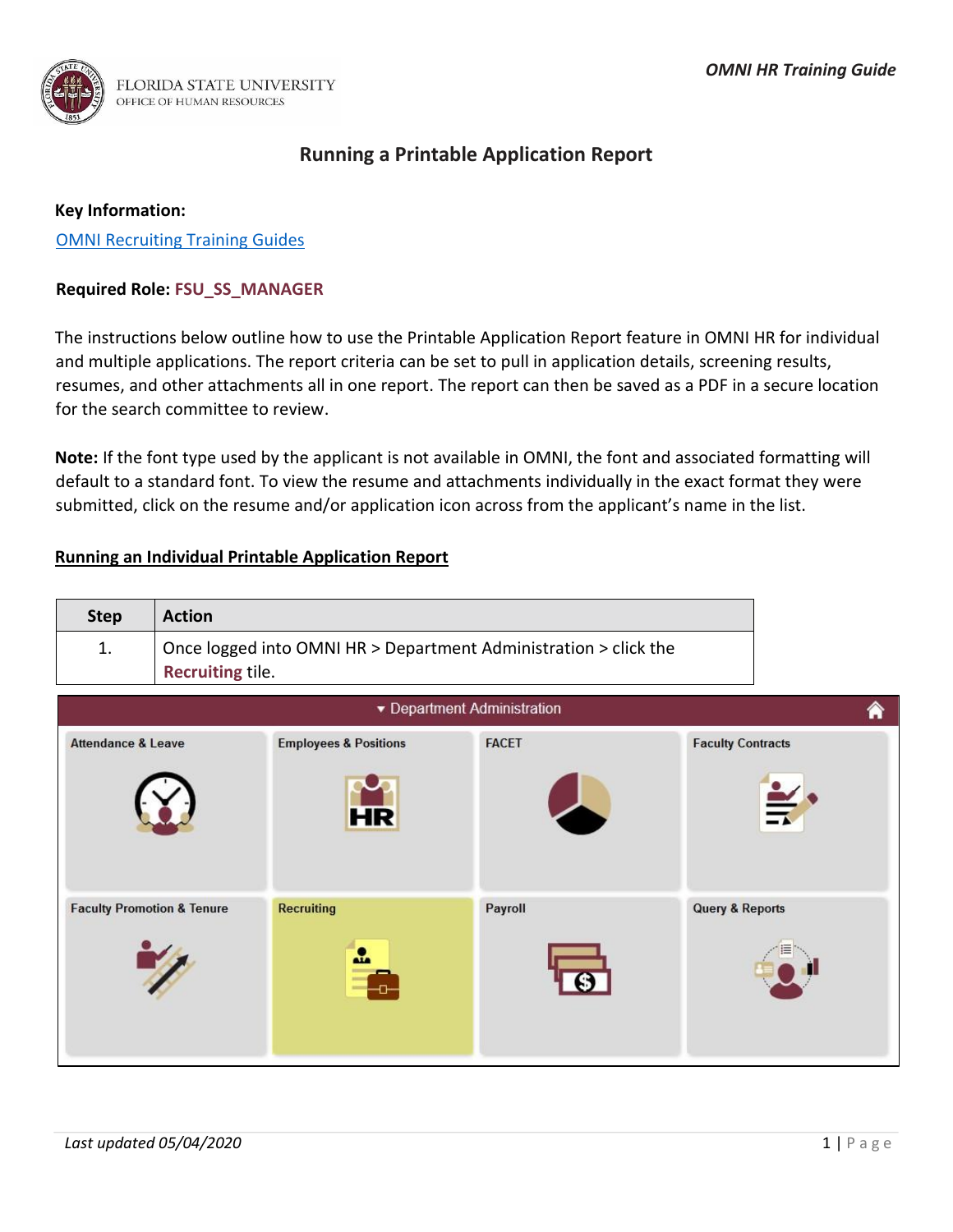# Running a Printable Application Report

**Key Information:**

OMNI Recruiting Training Guides

**Required Role: FSU_SS_MANAGER**

The instructions below outline how to use the Printable Application Report feature in OMNI HR for individual and multiple applications. The report criteria can be set to pull in application details, screening results, resumes, and other attachments all in one report. The report can then be saved as a PDF in a secure location for the search committee to review.

**Note:** If the font type used by the applicant is not available in OMNI, the font and associated formatting will default to a standard font. To view the resume and attachments individually in the exact format they were submitted, click on the resume and/or application icon across from the applicant's name in the list.

## Running an Individual Printable Application Report

| Step | Action |
|---|---|
| 1. | Once logged into OMNI HR > Department Administration > click the **Recruiting** tile. |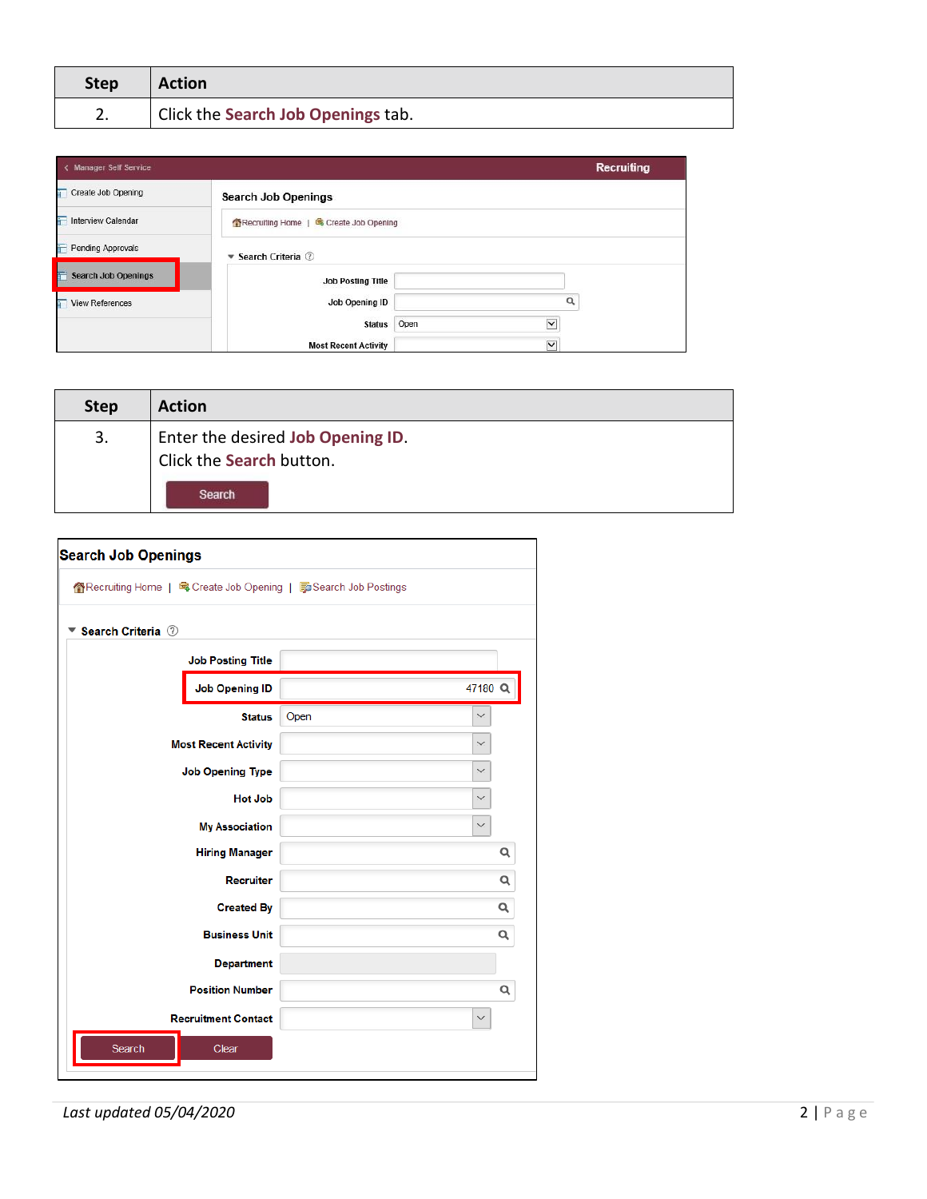| Step | Action |
|---|---|
| 2. | Click the **Search Job Openings** tab. |

| Step | Action |
|---|---|
| 3. | Enter the desired **Job Opening ID**.<br>Click the **Search** button. |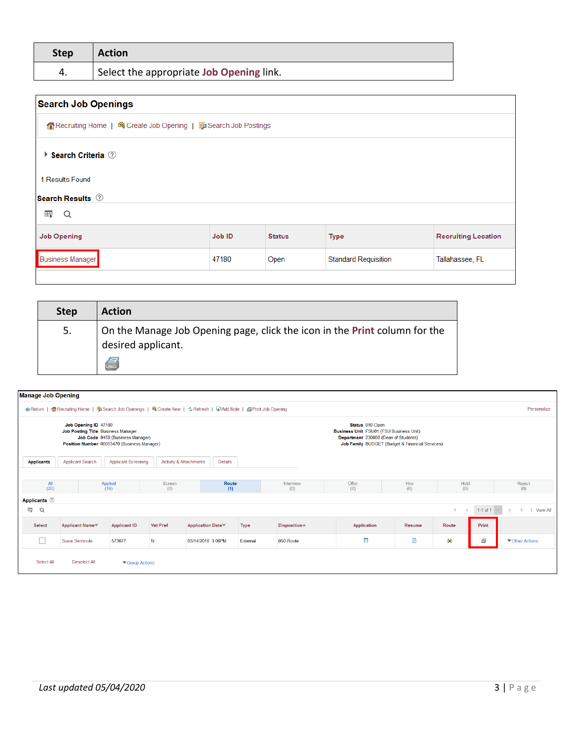| Step | Action |
| --- | --- |
| 4. | Select the appropriate **Job Opening** link. |

**Search Job Openings**

Recruiting Home | Create Job Opening | Search Job Postings

**Search Criteria**

1 Results Found

**Search Results**

| Job Opening | Job ID | Status | Type | Recruiting Location |
| --- | --- | --- | --- | --- |
| Business Manager | 47180 | Open | Standard Requisition | Tallahassee, FL |

| Step | Action |
| --- | --- |
| 5. | On the Manage Job Opening page, click the icon in the **Print** column for the desired applicant. |

**Manage Job Opening**

Return | Recruiting Home | Search Job Openings | Create New | Refresh | Add Note | Print Job Opening — Personalize

**Job Opening ID** 47180
**Job Posting Title** Business Manager
**Job Code** 9459 (Business Manager)
**Position Number** 00053470 (Business Manager)

**Status** 010 Open
**Business Unit** FSU01 (FSU Business Unit)
**Department** 230000 (Dean of Students)
**Job Family** BUDGET (Budget & Financial Services)

Applicants | Applicant Search | Applicant Screening | Activity & Attachments | Details

| All | Applied | Screen | Route | Interview | Offer | Hire | Hold | Reject |
| --- | --- | --- | --- | --- | --- | --- | --- | --- |
| (20) | (19) | (0) | (1) | (0) | (0) | (0) | (0) | (0) |

**Applicants**

1-1 of 1 | View All

| Select | Applicant Name | Applicant ID | Vet Pref | Application Date | Type | Disposition | Application | Resume | Route | Print | |
| --- | --- | --- | --- | --- | --- | --- | --- | --- | --- | --- | --- |
| ☐ | Susie Seminole | 573677 | N | 03/14/2016 3:06PM | External | 050-Route | | | | | Other Actions |

Select All | Deselect All | Group Actions

*Last updated 05/04/2020*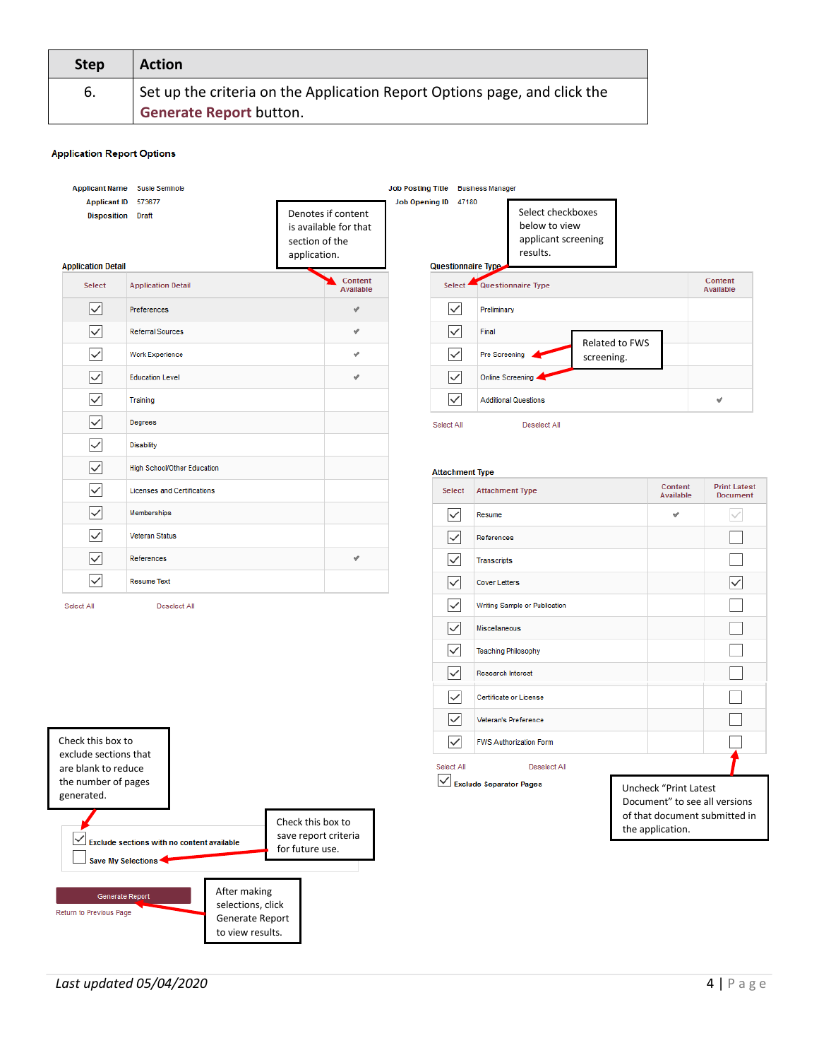| Step | Action |
|---|---|
| 6. | Set up the criteria on the Application Report Options page, and click the **Generate Report** button. |

**Application Report Options**

Applicant Name: Susie Seminole
Applicant ID: 573677
Disposition: Draft

Job Posting Title: Business Manager
Job Opening ID: 47180

Denotes if content is available for that section of the application.

Select checkboxes below to view applicant screening results.

**Application Detail**

| Select | Application Detail | Content Available |
|---|---|---|
| ☑ | Preferences | ✔ |
| ☑ | Referral Sources | ✔ |
| ☑ | Work Experience | ✔ |
| ☑ | Education Level | ✔ |
| ☑ | Training | |
| ☑ | Degrees | |
| ☑ | Disability | |
| ☑ | High School/Other Education | |
| ☑ | Licenses and Certifications | |
| ☑ | Memberships | |
| ☑ | Veteran Status | |
| ☑ | References | ✔ |
| ☑ | Resume Text | |

Select All    Deselect All

**Questionnaire Type**

| Select | Questionnaire Type | Content Available |
|---|---|---|
| ☑ | Preliminary | |
| ☑ | Final | |
| ☑ | Pre Screening | |
| ☑ | Online Screening | |
| ☑ | Additional Questions | ✔ |

Select All    Deselect All

Related to FWS screening.

**Attachment Type**

| Select | Attachment Type | Content Available | Print Latest Document |
|---|---|---|---|
| ☑ | Resume | ✔ | ☑ |
| ☑ | References | | ☐ |
| ☑ | Transcripts | | ☐ |
| ☑ | Cover Letters | | ☑ |
| ☑ | Writing Sample or Publication | | ☐ |
| ☑ | Miscellaneous | | ☐ |
| ☑ | Teaching Philosophy | | ☐ |
| ☑ | Research Interest | | ☐ |
| ☑ | Certificate or License | | ☐ |
| ☑ | Veteran's Preference | | ☐ |
| ☑ | FWS Authorization Form | | ☐ |

Select All    Deselect All

☑ Exclude Separator Pages

Uncheck "Print Latest Document" to see all versions of that document submitted in the application.

Check this box to exclude sections that are blank to reduce the number of pages generated.

☑ Exclude sections with no content available

☐ Save My Selections

Check this box to save report criteria for future use.

Generate Report

Return to Previous Page

After making selections, click Generate Report to view results.

*Last updated 05/04/2020*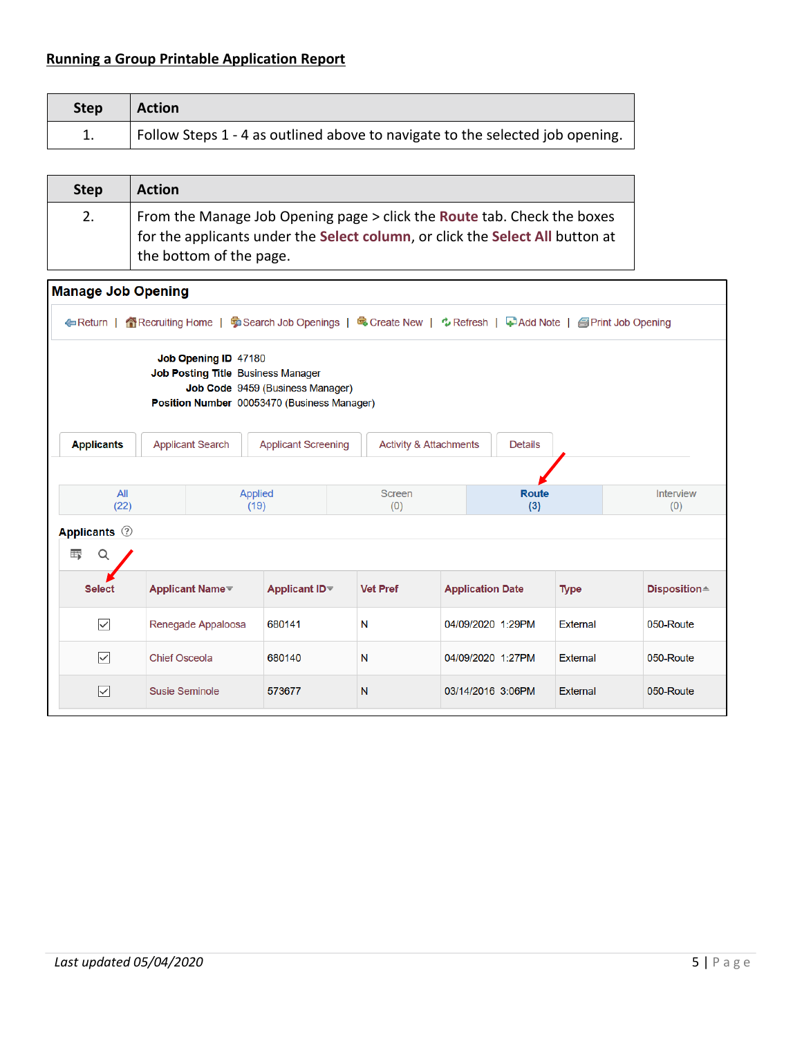## Running a Group Printable Application Report

| Step | Action |
| --- | --- |
| 1. | Follow Steps 1 - 4 as outlined above to navigate to the selected job opening. |

| Step | Action |
| --- | --- |
| 2. | From the Manage Job Opening page > click the **Route** tab. Check the boxes for the applicants under the **Select column**, or click the **Select All** button at the bottom of the page. |

**Manage Job Opening**

Return | Recruiting Home | Search Job Openings | Create New | Refresh | Add Note | Print Job Opening

**Job Opening ID** 47180
**Job Posting Title** Business Manager
**Job Code** 9459 (Business Manager)
**Position Number** 00053470 (Business Manager)

Applicants | Applicant Search | Applicant Screening | Activity & Attachments | Details

| All (22) | Applied (19) | Screen (0) | Route (3) | Interview (0) |
| --- | --- | --- | --- | --- |

**Applicants**

| Select | Applicant Name | Applicant ID | Vet Pref | Application Date | Type | Disposition |
| --- | --- | --- | --- | --- | --- | --- |
| ☑ | Renegade Appaloosa | 680141 | N | 04/09/2020 1:29PM | External | 050-Route |
| ☑ | Chief Osceola | 680140 | N | 04/09/2020 1:27PM | External | 050-Route |
| ☑ | Susie Seminole | 573677 | N | 03/14/2016 3:06PM | External | 050-Route |

*Last updated 05/04/2020*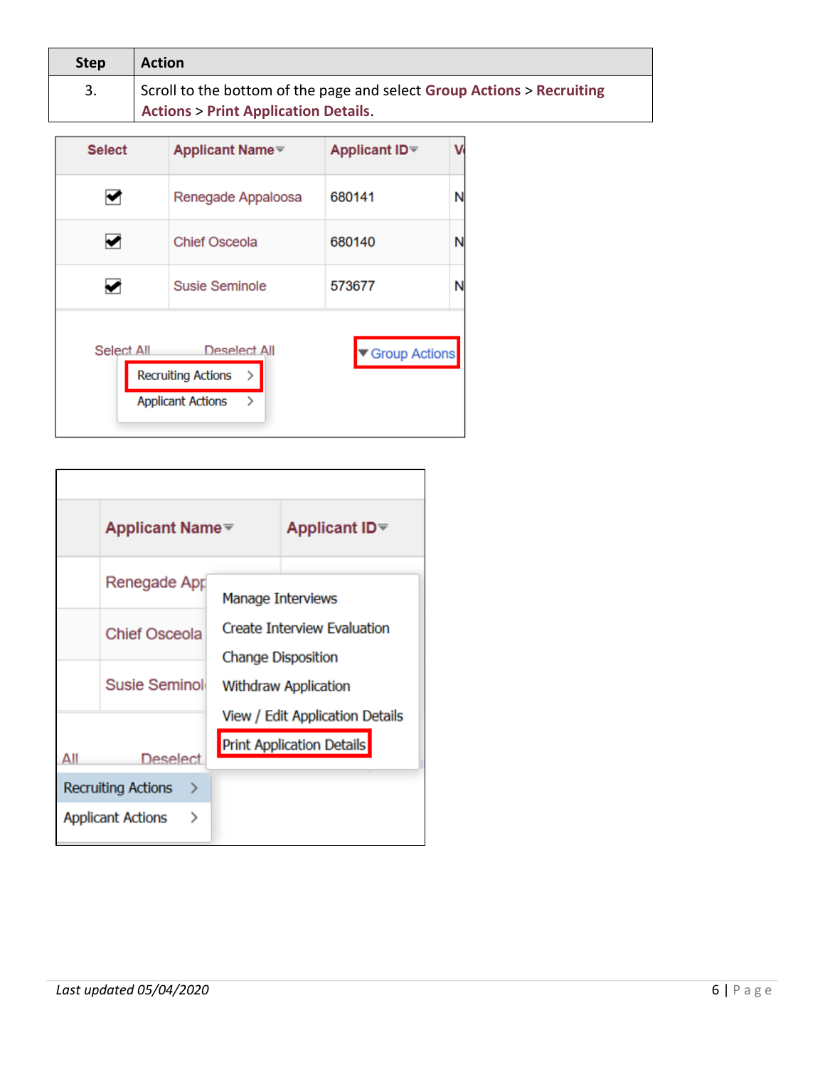| Step | Action |
| --- | --- |
| 3. | Scroll to the bottom of the page and select **Group Actions** > **Recruiting Actions** > **Print Application Details**. |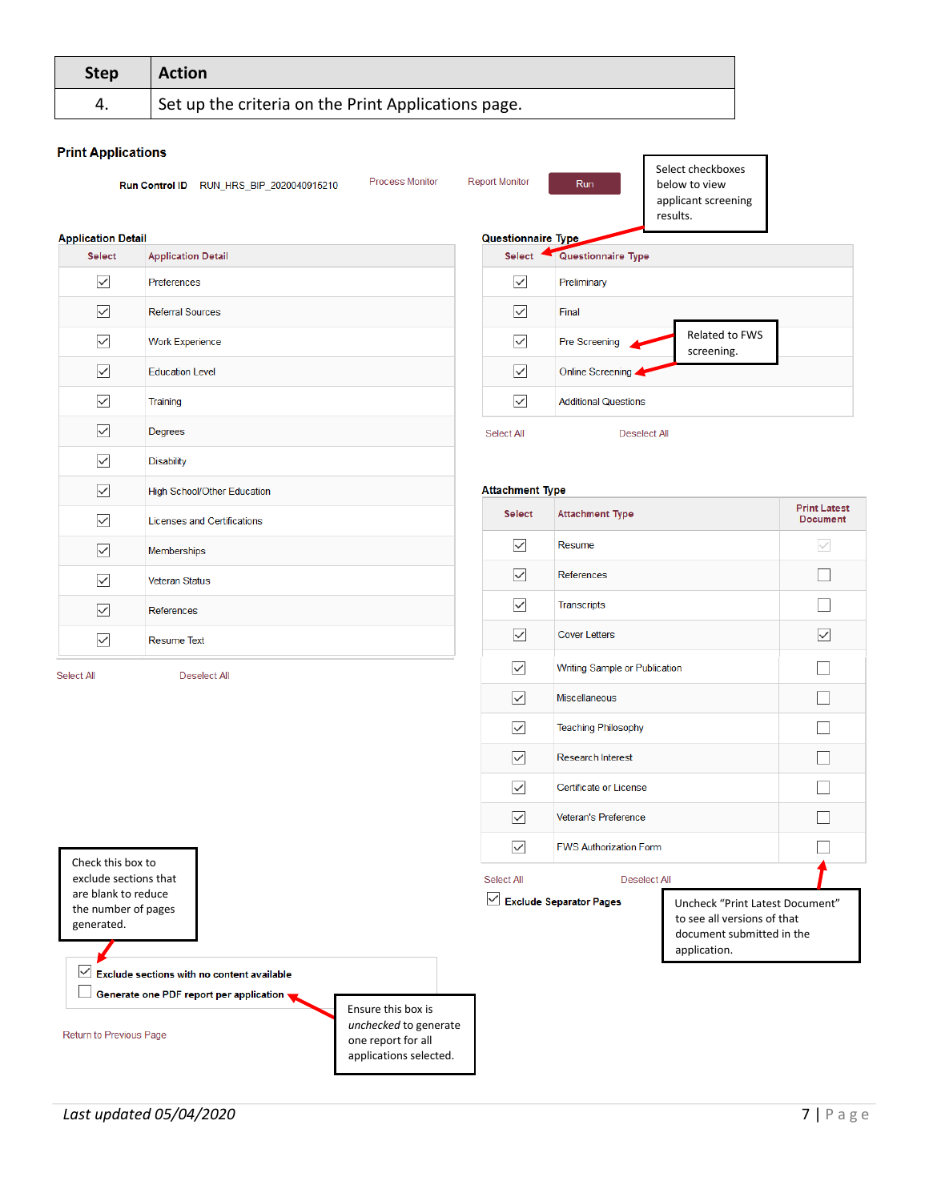| Step | Action |
|---|---|
| 4. | Set up the criteria on the Print Applications page. |

**Print Applications**

Run Control ID RUN_HRS_BIP_2020040915210 | Process Monitor | Report Monitor | Run

Select checkboxes below to view applicant screening results.

**Application Detail**

| Select | Application Detail |
|---|---|
| ☑ | Preferences |
| ☑ | Referral Sources |
| ☑ | Work Experience |
| ☑ | Education Level |
| ☑ | Training |
| ☑ | Degrees |
| ☑ | Disability |
| ☑ | High School/Other Education |
| ☑ | Licenses and Certifications |
| ☑ | Memberships |
| ☑ | Veteran Status |
| ☑ | References |
| ☑ | Resume Text |

Select All    Deselect All

**Questionnaire Type**

| Select | Questionnaire Type |
|---|---|
| ☑ | Preliminary |
| ☑ | Final |
| ☑ | Pre Screening |
| ☑ | Online Screening |
| ☑ | Additional Questions |

Related to FWS screening.

Select All    Deselect All

**Attachment Type**

| Select | Attachment Type | Print Latest Document |
|---|---|---|
| ☑ | Resume | ☑ |
| ☑ | References | ☐ |
| ☑ | Transcripts | ☐ |
| ☑ | Cover Letters | ☑ |
| ☑ | Writing Sample or Publication | ☐ |
| ☑ | Miscellaneous | ☐ |
| ☑ | Teaching Philosophy | ☐ |
| ☑ | Research Interest | ☐ |
| ☑ | Certificate or License | ☐ |
| ☑ | Veteran's Preference | ☐ |
| ☑ | FWS Authorization Form | ☐ |

Select All    Deselect All

☑ Exclude Separator Pages

Uncheck "Print Latest Document" to see all versions of that document submitted in the application.

Check this box to exclude sections that are blank to reduce the number of pages generated.

☑ Exclude sections with no content available

☐ Generate one PDF report per application

Ensure this box is *unchecked* to generate one report for all applications selected.

Return to Previous Page

*Last updated 05/04/2020*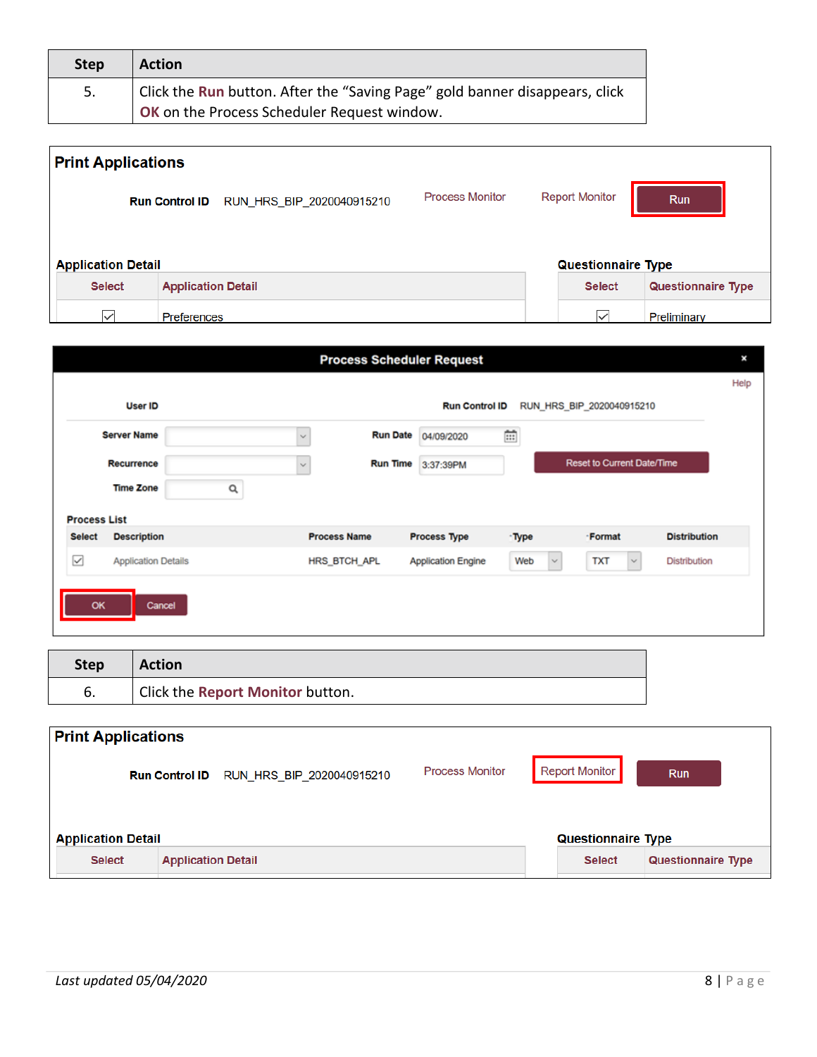| Step | Action |
| --- | --- |
| 5. | Click the **Run** button. After the “Saving Page” gold banner disappears, click **OK** on the Process Scheduler Request window. |

**Print Applications**

Run Control ID RUN_HRS_BIP_2020040915210 | Process Monitor | Report Monitor | Run

**Application Detail**

| Select | Application Detail |
| --- | --- |
| ☑ | Preferences |

**Questionnaire Type**

| Select | Questionnaire Type |
| --- | --- |
| ☑ | Preliminary |

**Process Scheduler Request**

Help

User ID | Run Control ID RUN_HRS_BIP_2020040915210

Server Name | Run Date 04/09/2020

Recurrence | Run Time 3:37:39PM | Reset to Current Date/Time

Time Zone

**Process List**

| Select | Description | Process Name | Process Type | *Type | *Format | Distribution |
| --- | --- | --- | --- | --- | --- | --- |
| ☑ | Application Details | HRS_BTCH_APL | Application Engine | Web | TXT | Distribution |

OK | Cancel

| Step | Action |
| --- | --- |
| 6. | Click the **Report Monitor** button. |

**Print Applications**

Run Control ID RUN_HRS_BIP_2020040915210 | Process Monitor | Report Monitor | Run

**Application Detail**

| Select | Application Detail |
| --- | --- |

**Questionnaire Type**

| Select | Questionnaire Type |
| --- | --- |

*Last updated 05/04/2020*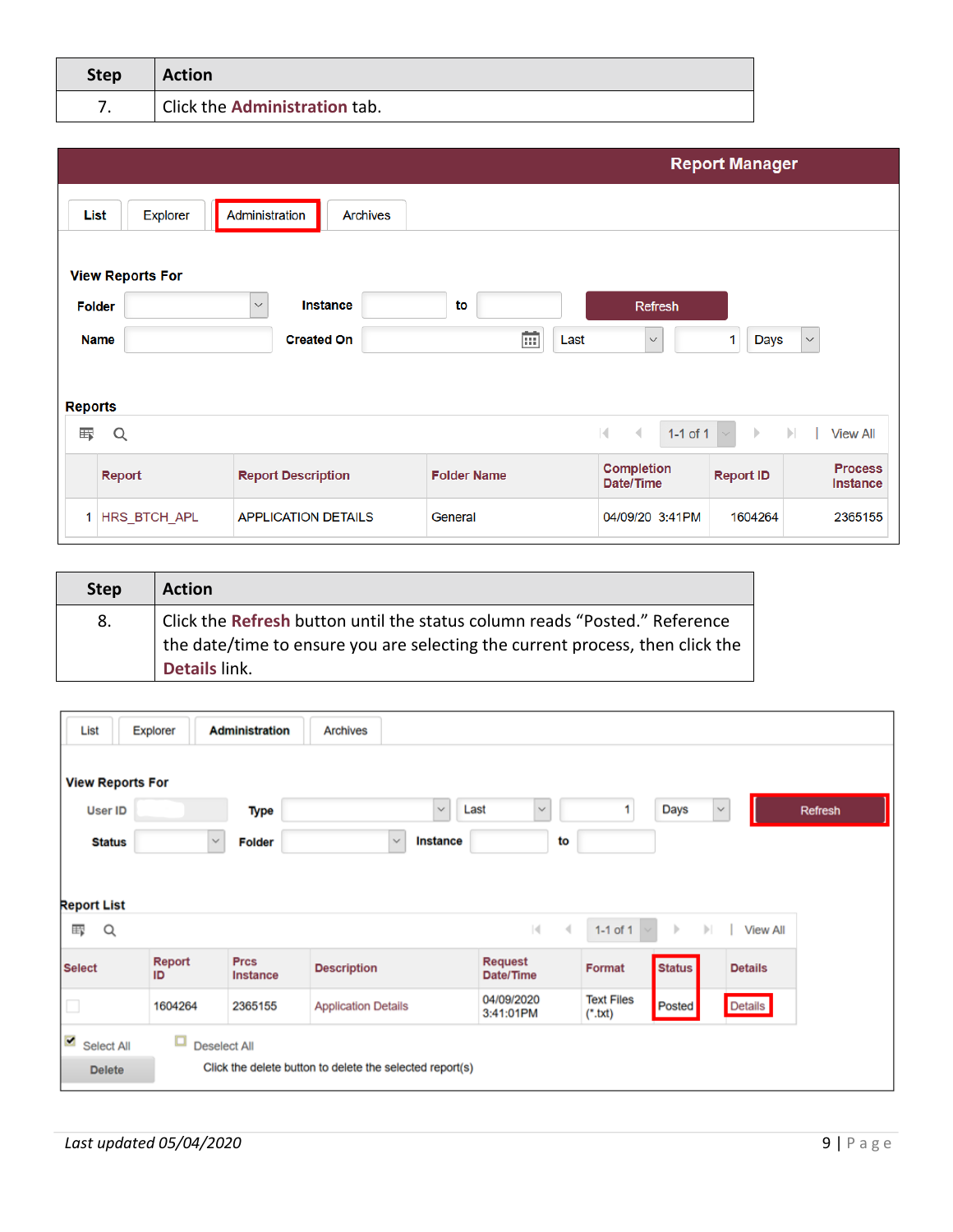| Step | Action |
| --- | --- |
| 7. | Click the **Administration** tab. |

**Report Manager**

List | Explorer | Administration | Archives

**View Reports For**

Folder | Instance | to | Refresh

Name | Created On | Last | 1 | Days

**Reports**

1-1 of 1 | View All

|  | Report | Report Description | Folder Name | Completion Date/Time | Report ID | Process Instance |
| --- | --- | --- | --- | --- | --- | --- |
| 1 | HRS_BTCH_APL | APPLICATION DETAILS | General | 04/09/20 3:41PM | 1604264 | 2365155 |

| Step | Action |
| --- | --- |
| 8. | Click the **Refresh** button until the status column reads “Posted.” Reference the date/time to ensure you are selecting the current process, then click the **Details** link. |

List | Explorer | Administration | Archives

**View Reports For**

User ID | Type | Last | 1 | Days | Refresh

Status | Folder | Instance | to

**Report List**

1-1 of 1 | View All

| Select | Report ID | Prcs Instance | Description | Request Date/Time | Format | Status | Details |
| --- | --- | --- | --- | --- | --- | --- | --- |
|  | 1604264 | 2365155 | Application Details | 04/09/2020 3:41:01PM | Text Files (*.txt) | Posted | Details |

Select All | Deselect All

Delete | Click the delete button to delete the selected report(s)

*Last updated 05/04/2020*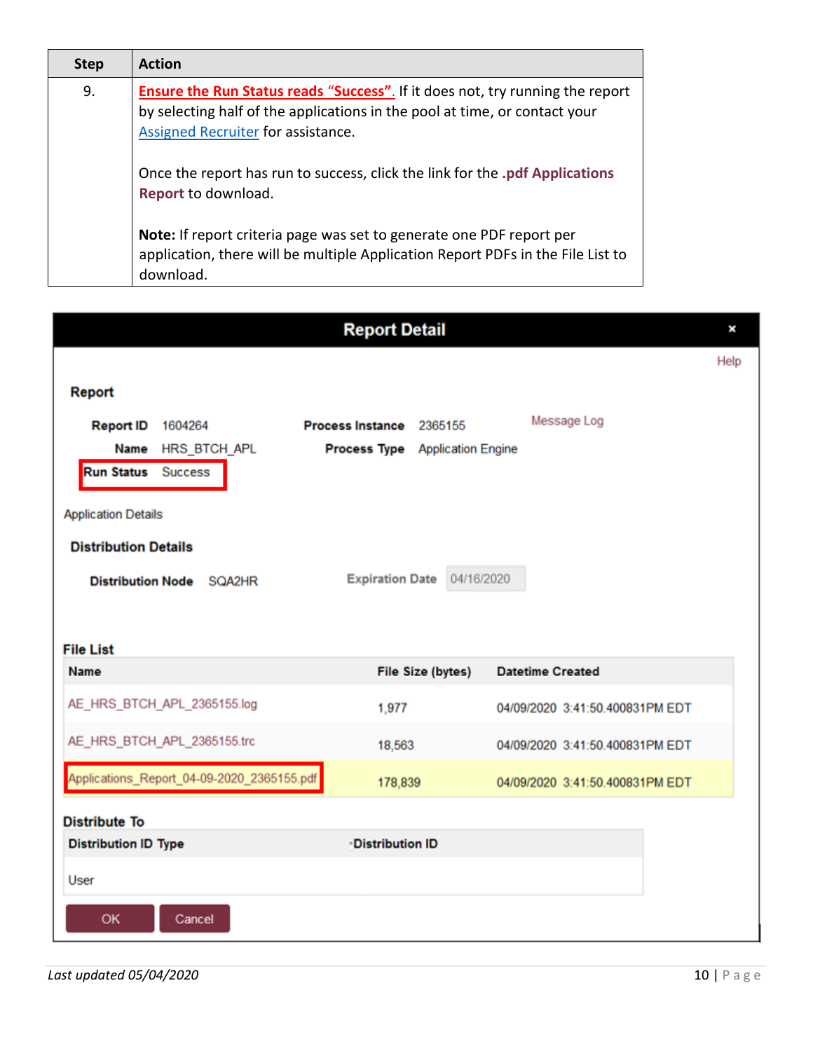| Step | Action |
| --- | --- |
| 9. | **Ensure the Run Status reads "Success".** If it does not, try running the report by selecting half of the applications in the pool at time, or contact your Assigned Recruiter for assistance.<br><br>Once the report has run to success, click the link for the **.pdf Applications Report** to download.<br><br>**Note:** If report criteria page was set to generate one PDF report per application, there will be multiple Application Report PDFs in the File List to download. |

**Report Detail**

Help

**Report**

**Report ID** 1604264 **Process Instance** 2365155 Message Log

**Name** HRS_BTCH_APL **Process Type** Application Engine

**Run Status** Success

Application Details

**Distribution Details**

**Distribution Node** SQA2HR **Expiration Date** 04/16/2020

**File List**

| Name | File Size (bytes) | Datetime Created |
| --- | --- | --- |
| AE_HRS_BTCH_APL_2365155.log | 1,977 | 04/09/2020 3:41:50.400831PM EDT |
| AE_HRS_BTCH_APL_2365155.trc | 18,563 | 04/09/2020 3:41:50.400831PM EDT |
| Applications_Report_04-09-2020_2365155.pdf | 178,839 | 04/09/2020 3:41:50.400831PM EDT |

**Distribute To**

| Distribution ID Type | Distribution ID |
| --- | --- |
| User | |

OK Cancel

*Last updated 05/04/2020*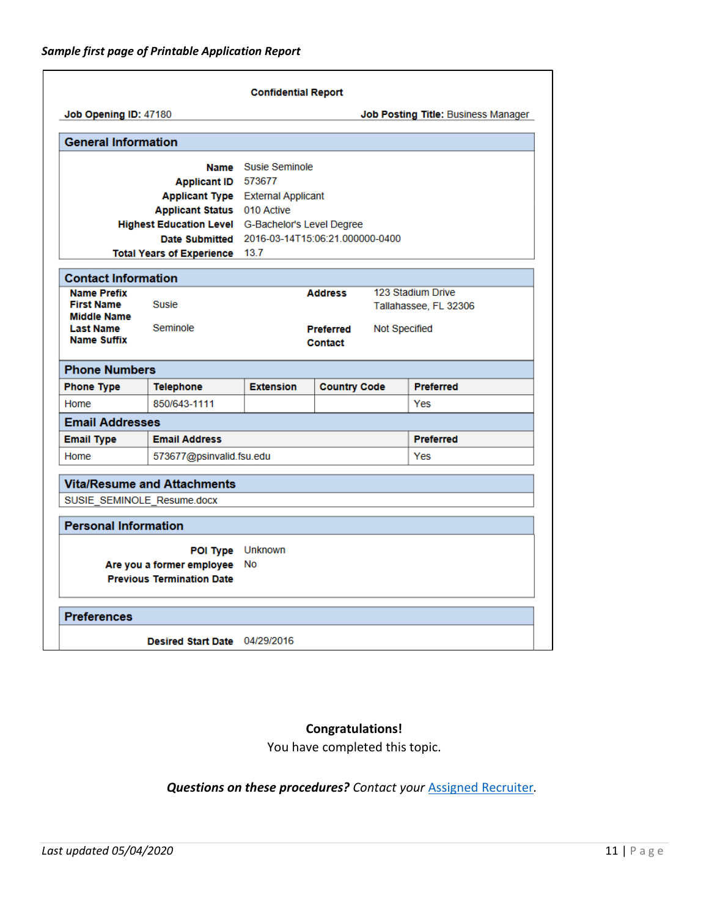*Sample first page of Printable Application Report*

**Confidential Report**

**Job Opening ID:** 47180 **Job Posting Title:** Business Manager

## General Information

| | |
|---|---|
| **Name** | Susie Seminole |
| **Applicant ID** | 573677 |
| **Applicant Type** | External Applicant |
| **Applicant Status** | 010 Active |
| **Highest Education Level** | G-Bachelor's Level Degree |
| **Date Submitted** | 2016-03-14T15:06:21.000000-0400 |
| **Total Years of Experience** | 13.7 |

## Contact Information

| | | | |
|---|---|---|---|
| **Name Prefix** | | **Address** | 123 Stadium Drive<br>Tallahassee, FL 32306 |
| **First Name** | Susie | | |
| **Middle Name** | | | |
| **Last Name** | Seminole | **Preferred Contact** | Not Specified |
| **Name Suffix** | | | |

## Phone Numbers

| Phone Type | Telephone | Extension | Country Code | Preferred |
|---|---|---|---|---|
| Home | 850/643-1111 | | | Yes |

## Email Addresses

| Email Type | Email Address | Preferred |
|---|---|---|
| Home | 573677@psinvalid.fsu.edu | Yes |

## Vita/Resume and Attachments

SUSIE_SEMINOLE_Resume.docx

## Personal Information

| | |
|---|---|
| **POI Type** | Unknown |
| **Are you a former employee** | No |
| **Previous Termination Date** | |

## Preferences

| | |
|---|---|
| **Desired Start Date** | 04/29/2016 |

**Congratulations!**
You have completed this topic.

***Questions on these procedures?*** *Contact your* Assigned Recruiter.

*Last updated 05/04/2020*